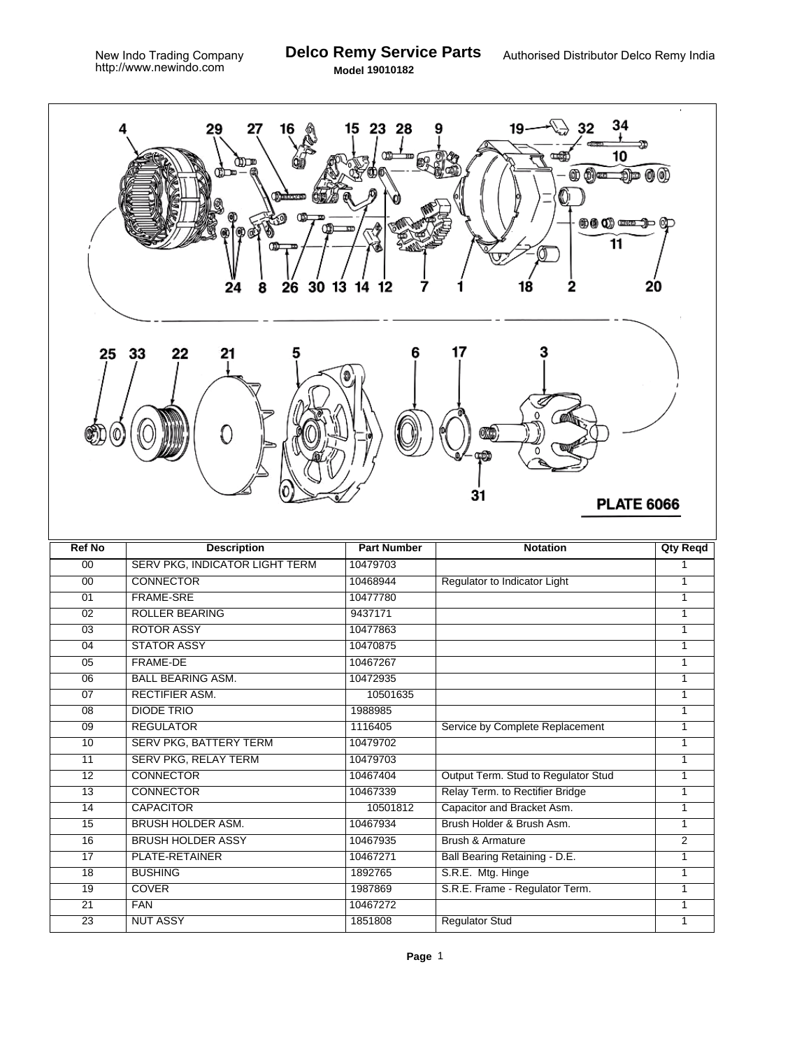# Delco Remy Service Parts

New Indo Trading Company
http://www.newindo.com

**Model 19010182**

Authorised Distributor Delco Remy India

PLATE 6066

| Ref No | Description | Part Number | Notation | Qty Reqd |
|---|---|---|---|---|
| 00 | SERV PKG, INDICATOR LIGHT TERM | 10479703 | | 1 |
| 00 | CONNECTOR | 10468944 | Regulator to Indicator Light | 1 |
| 01 | FRAME-SRE | 10477780 | | 1 |
| 02 | ROLLER BEARING | 9437171 | | 1 |
| 03 | ROTOR ASSY | 10477863 | | 1 |
| 04 | STATOR ASSY | 10470875 | | 1 |
| 05 | FRAME-DE | 10467267 | | 1 |
| 06 | BALL BEARING ASM. | 10472935 | | 1 |
| 07 | RECTIFIER ASM. | 10501635 | | 1 |
| 08 | DIODE TRIO | 1988985 | | 1 |
| 09 | REGULATOR | 1116405 | Service by Complete Replacement | 1 |
| 10 | SERV PKG, BATTERY TERM | 10479702 | | 1 |
| 11 | SERV PKG, RELAY TERM | 10479703 | | 1 |
| 12 | CONNECTOR | 10467404 | Output Term. Stud to Regulator Stud | 1 |
| 13 | CONNECTOR | 10467339 | Relay Term. to Rectifier Bridge | 1 |
| 14 | CAPACITOR | 10501812 | Capacitor and Bracket Asm. | 1 |
| 15 | BRUSH HOLDER ASM. | 10467934 | Brush Holder & Brush Asm. | 1 |
| 16 | BRUSH HOLDER ASSY | 10467935 | Brush & Armature | 2 |
| 17 | PLATE-RETAINER | 10467271 | Ball Bearing Retaining - D.E. | 1 |
| 18 | BUSHING | 1892765 | S.R.E. Mtg. Hinge | 1 |
| 19 | COVER | 1987869 | S.R.E. Frame - Regulator Term. | 1 |
| 21 | FAN | 10467272 | | 1 |
| 23 | NUT ASSY | 1851808 | Regulator Stud | 1 |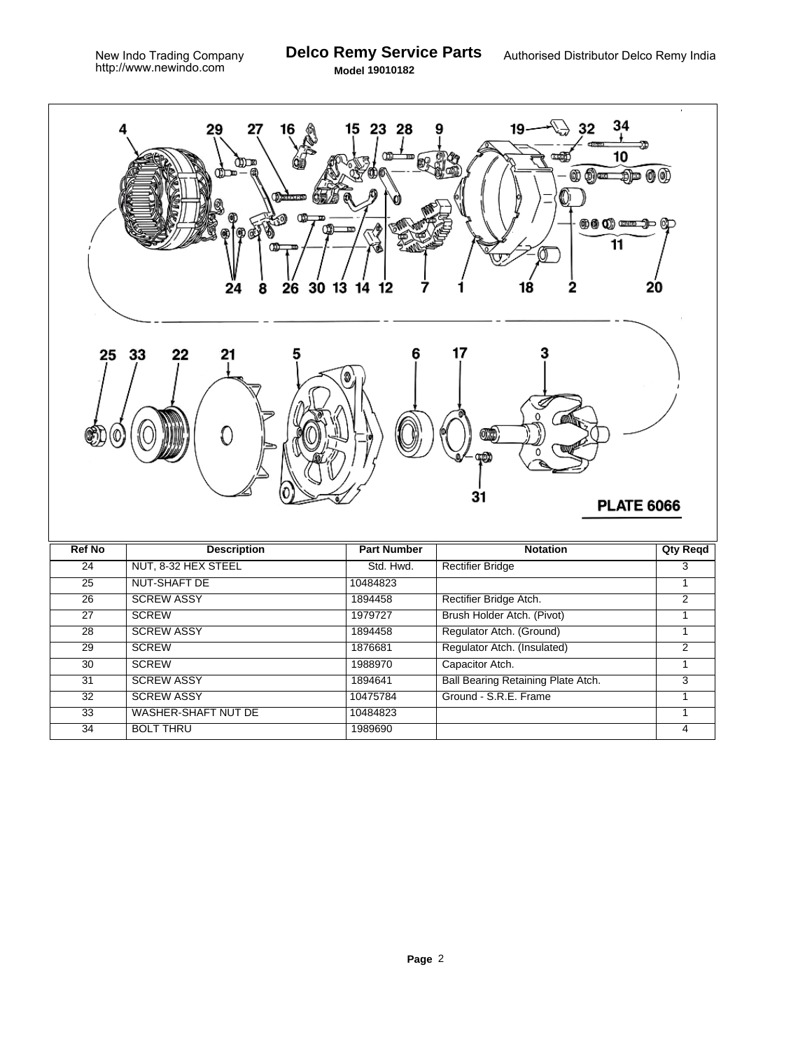Delco Remy Service Parts

Model 19010182

PLATE 6066

| Ref No | Description | Part Number | Notation | Qty Reqd |
|---|---|---|---|---|
| 24 | NUT, 8-32 HEX STEEL | Std. Hwd. | Rectifier Bridge | 3 |
| 25 | NUT-SHAFT DE | 10484823 | | 1 |
| 26 | SCREW ASSY | 1894458 | Rectifier Bridge Atch. | 2 |
| 27 | SCREW | 1979727 | Brush Holder Atch. (Pivot) | 1 |
| 28 | SCREW ASSY | 1894458 | Regulator Atch. (Ground) | 1 |
| 29 | SCREW | 1876681 | Regulator Atch. (Insulated) | 2 |
| 30 | SCREW | 1988970 | Capacitor Atch. | 1 |
| 31 | SCREW ASSY | 1894641 | Ball Bearing Retaining Plate Atch. | 3 |
| 32 | SCREW ASSY | 10475784 | Ground - S.R.E. Frame | 1 |
| 33 | WASHER-SHAFT NUT DE | 10484823 | | 1 |
| 34 | BOLT THRU | 1989690 | | 4 |